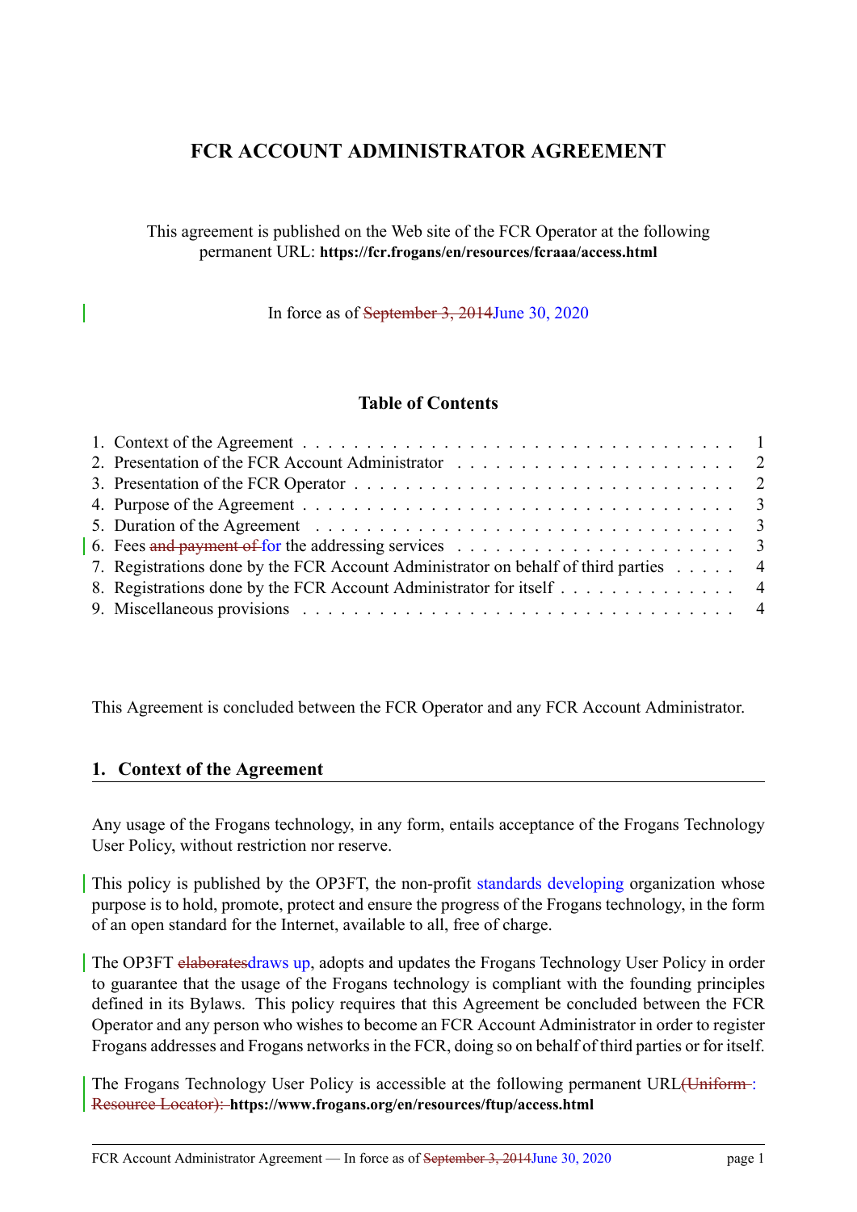# FCR ACCOUNT ADMINISTRATOR AGREEMENT

This agreement is published on the Web site of the FCR Operator at the following permanent URL: **https://fcr.frogans/en/resources/fcraaa/access.html**

In force as of ~~September 3, 2014~~June 30, 2020

## Table of Contents

1. Context of the Agreement . . . 1
2. Presentation of the FCR Account Administrator . . . 2
3. Presentation of the FCR Operator . . . 2
4. Purpose of the Agreement . . . 3
5. Duration of the Agreement . . . 3
6. Fees ~~and payment of~~ for the addressing services . . . 3
7. Registrations done by the FCR Account Administrator on behalf of third parties . . . 4
8. Registrations done by the FCR Account Administrator for itself . . . 4
9. Miscellaneous provisions . . . 4

This Agreement is concluded between the FCR Operator and any FCR Account Administrator.

## 1. Context of the Agreement

Any usage of the Frogans technology, in any form, entails acceptance of the Frogans Technology User Policy, without restriction nor reserve.

This policy is published by the OP3FT, the non-profit standards developing organization whose purpose is to hold, promote, protect and ensure the progress of the Frogans technology, in the form of an open standard for the Internet, available to all, free of charge.

The OP3FT ~~elaborates~~draws up, adopts and updates the Frogans Technology User Policy in order to guarantee that the usage of the Frogans technology is compliant with the founding principles defined in its Bylaws. This policy requires that this Agreement be concluded between the FCR Operator and any person who wishes to become an FCR Account Administrator in order to register Frogans addresses and Frogans networks in the FCR, doing so on behalf of third parties or for itself.

The Frogans Technology User Policy is accessible at the following permanent URL~~(Uniform Resource Locator):~~: **https://www.frogans.org/en/resources/ftup/access.html**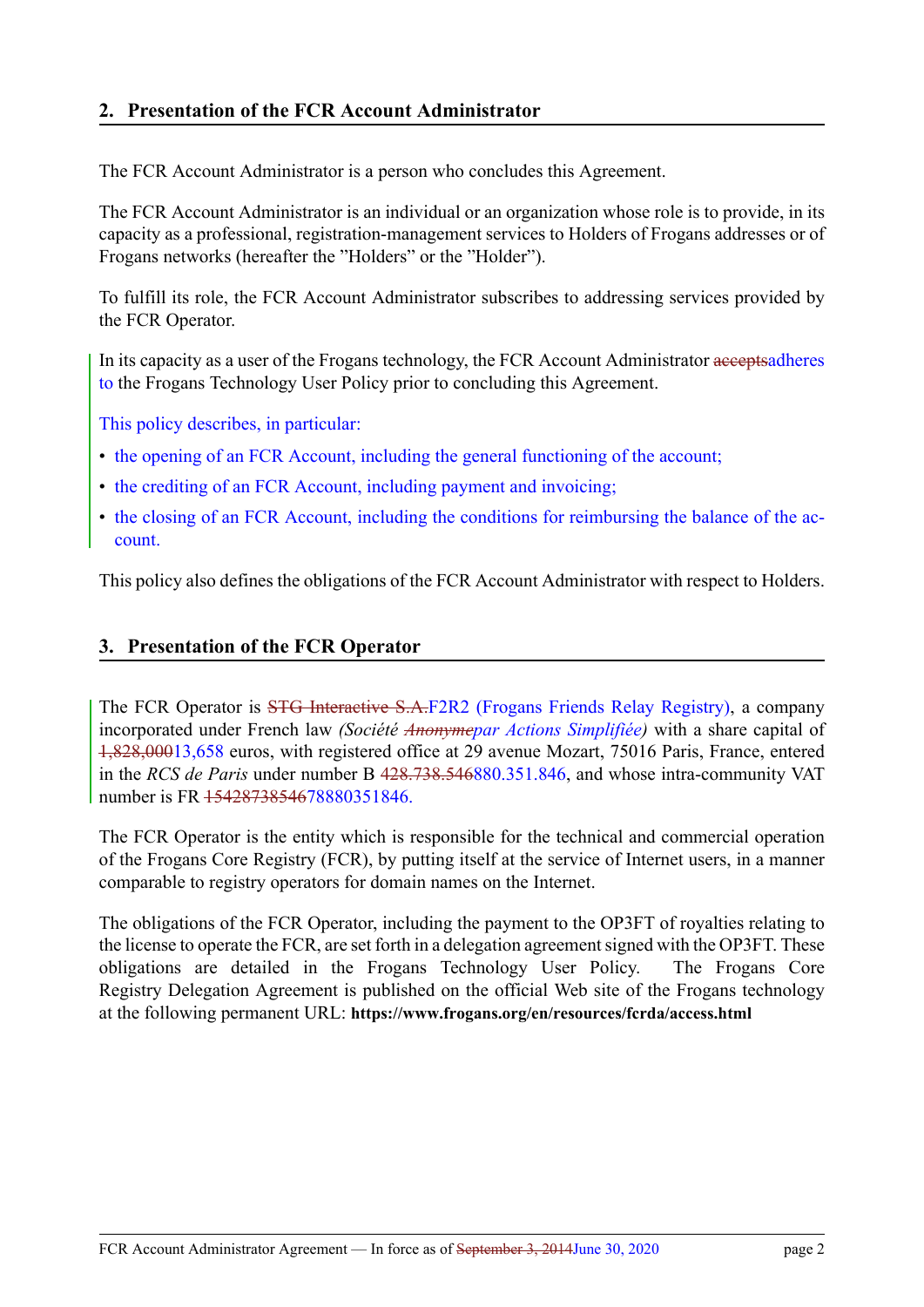## 2. Presentation of the FCR Account Administrator

The FCR Account Administrator is a person who concludes this Agreement.

The FCR Account Administrator is an individual or an organization whose role is to provide, in its capacity as a professional, registration-management services to Holders of Frogans addresses or of Frogans networks (hereafter the "Holders" or the "Holder").

To fulfill its role, the FCR Account Administrator subscribes to addressing services provided by the FCR Operator.

In its capacity as a user of the Frogans technology, the FCR Account Administrator ~~accepts~~adheres to the Frogans Technology User Policy prior to concluding this Agreement.

This policy describes, in particular:

- the opening of an FCR Account, including the general functioning of the account;
- the crediting of an FCR Account, including payment and invoicing;
- the closing of an FCR Account, including the conditions for reimbursing the balance of the account.

This policy also defines the obligations of the FCR Account Administrator with respect to Holders.

## 3. Presentation of the FCR Operator

The FCR Operator is ~~STG Interactive S.A.~~F2R2 (Frogans Friends Relay Registry), a company incorporated under French law *(Société ~~Anonyme~~par Actions Simplifiée)* with a share capital of ~~1,828,000~~13,658 euros, with registered office at 29 avenue Mozart, 75016 Paris, France, entered in the *RCS de Paris* under number B ~~428.738.546~~880.351.846, and whose intra-community VAT number is FR ~~15428738546~~78880351846.

The FCR Operator is the entity which is responsible for the technical and commercial operation of the Frogans Core Registry (FCR), by putting itself at the service of Internet users, in a manner comparable to registry operators for domain names on the Internet.

The obligations of the FCR Operator, including the payment to the OP3FT of royalties relating to the license to operate the FCR, are set forth in a delegation agreement signed with the OP3FT. These obligations are detailed in the Frogans Technology User Policy. The Frogans Core Registry Delegation Agreement is published on the official Web site of the Frogans technology at the following permanent URL: **https://www.frogans.org/en/resources/fcrda/access.html**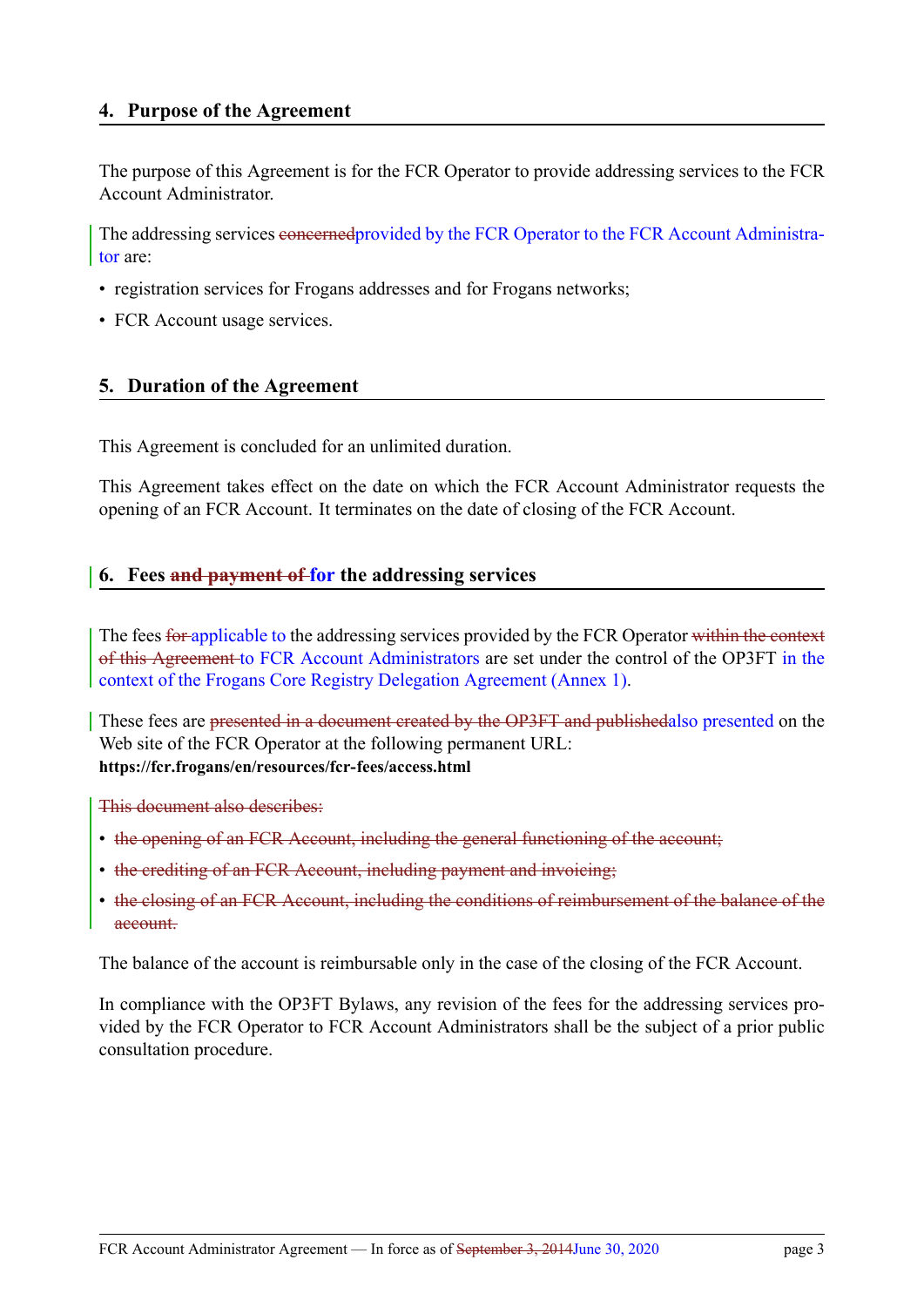## 4. Purpose of the Agreement

The purpose of this Agreement is for the FCR Operator to provide addressing services to the FCR Account Administrator.

The addressing services ~~concerned~~provided by the FCR Operator to the FCR Account Administrator are:

- registration services for Frogans addresses and for Frogans networks;
- FCR Account usage services.

## 5. Duration of the Agreement

This Agreement is concluded for an unlimited duration.

This Agreement takes effect on the date on which the FCR Account Administrator requests the opening of an FCR Account. It terminates on the date of closing of the FCR Account.

## 6. Fees ~~and payment of~~ for the addressing services

The fees ~~for~~ applicable to the addressing services provided by the FCR Operator ~~within the context of this Agreement~~ to FCR Account Administrators are set under the control of the OP3FT in the context of the Frogans Core Registry Delegation Agreement (Annex 1).

These fees are ~~presented in a document created by the OP3FT and published~~also presented on the Web site of the FCR Operator at the following permanent URL:
**https://fcr.frogans/en/resources/fcr-fees/access.html**

~~This document also describes:~~

- ~~the opening of an FCR Account, including the general functioning of the account;~~
- ~~the crediting of an FCR Account, including payment and invoicing;~~
- ~~the closing of an FCR Account, including the conditions of reimbursement of the balance of the account.~~

The balance of the account is reimbursable only in the case of the closing of the FCR Account.

In compliance with the OP3FT Bylaws, any revision of the fees for the addressing services provided by the FCR Operator to FCR Account Administrators shall be the subject of a prior public consultation procedure.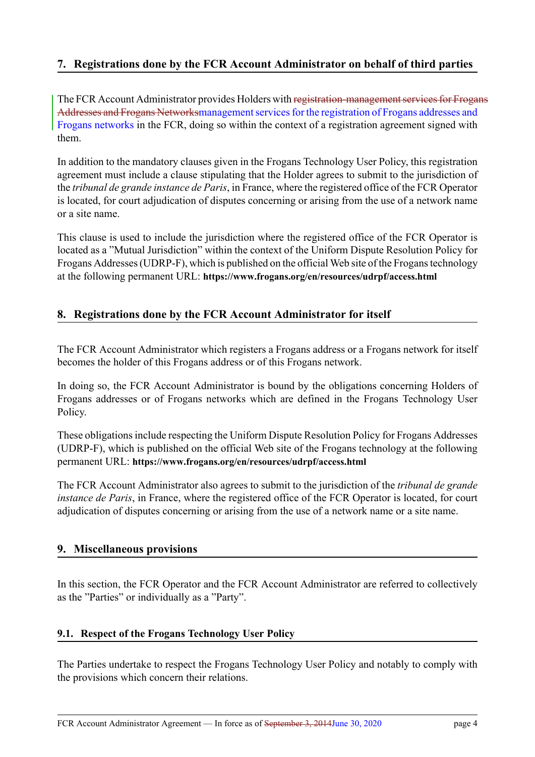## 7. Registrations done by the FCR Account Administrator on behalf of third parties

The FCR Account Administrator provides Holders with ~~registration-management services for Frogans Addresses and Frogans Networks~~management services for the registration of Frogans addresses and Frogans networks in the FCR, doing so within the context of a registration agreement signed with them.

In addition to the mandatory clauses given in the Frogans Technology User Policy, this registration agreement must include a clause stipulating that the Holder agrees to submit to the jurisdiction of the *tribunal de grande instance de Paris*, in France, where the registered office of the FCR Operator is located, for court adjudication of disputes concerning or arising from the use of a network name or a site name.

This clause is used to include the jurisdiction where the registered office of the FCR Operator is located as a "Mutual Jurisdiction" within the context of the Uniform Dispute Resolution Policy for Frogans Addresses (UDRP-F), which is published on the official Web site of the Frogans technology at the following permanent URL: **https://www.frogans.org/en/resources/udrpf/access.html**

## 8. Registrations done by the FCR Account Administrator for itself

The FCR Account Administrator which registers a Frogans address or a Frogans network for itself becomes the holder of this Frogans address or of this Frogans network.

In doing so, the FCR Account Administrator is bound by the obligations concerning Holders of Frogans addresses or of Frogans networks which are defined in the Frogans Technology User Policy.

These obligations include respecting the Uniform Dispute Resolution Policy for Frogans Addresses (UDRP-F), which is published on the official Web site of the Frogans technology at the following permanent URL: **https://www.frogans.org/en/resources/udrpf/access.html**

The FCR Account Administrator also agrees to submit to the jurisdiction of the *tribunal de grande instance de Paris*, in France, where the registered office of the FCR Operator is located, for court adjudication of disputes concerning or arising from the use of a network name or a site name.

## 9. Miscellaneous provisions

In this section, the FCR Operator and the FCR Account Administrator are referred to collectively as the "Parties" or individually as a "Party".

### 9.1. Respect of the Frogans Technology User Policy

The Parties undertake to respect the Frogans Technology User Policy and notably to comply with the provisions which concern their relations.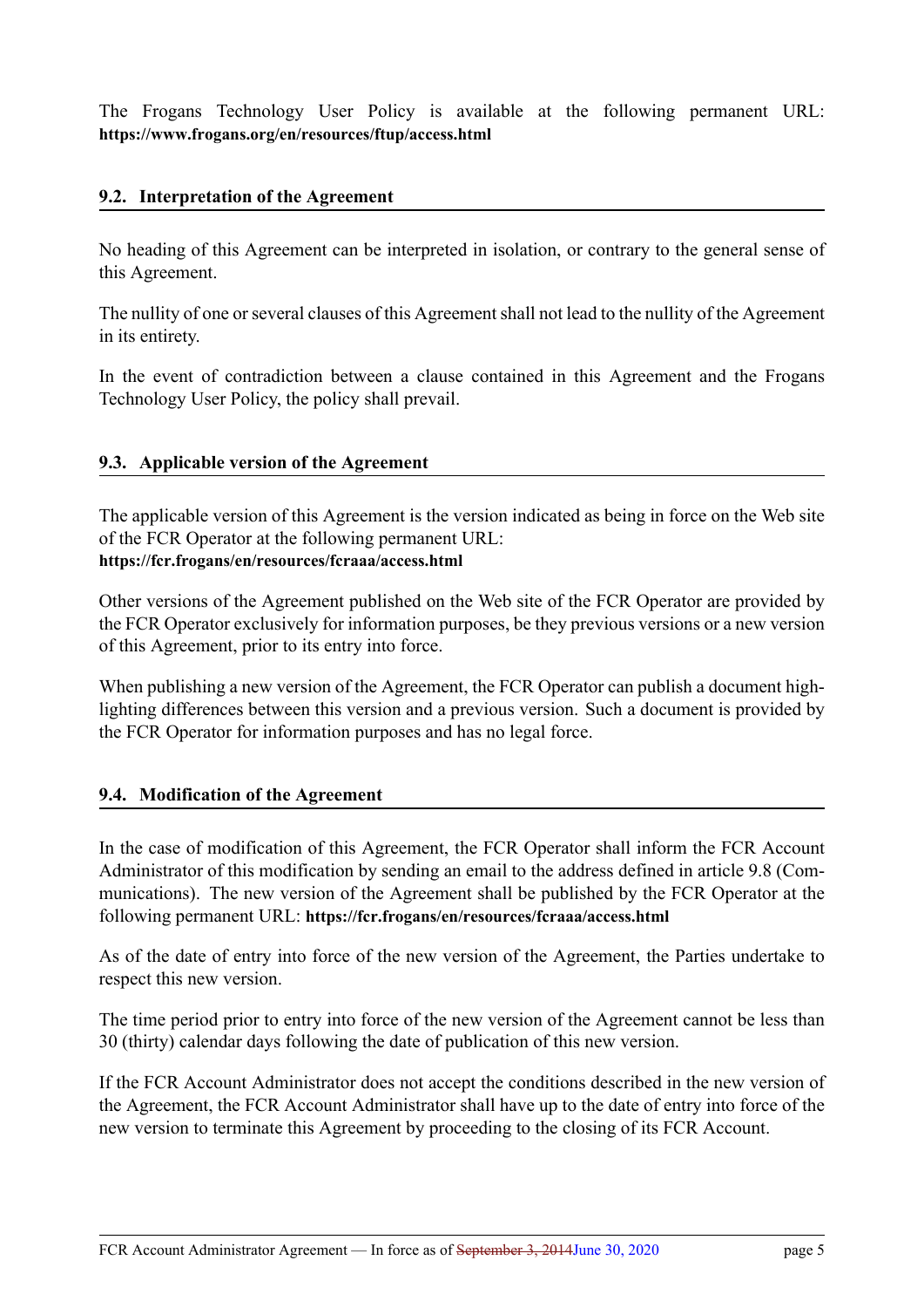The Frogans Technology User Policy is available at the following permanent URL: **https://www.frogans.org/en/resources/ftup/access.html**

### 9.2. Interpretation of the Agreement

No heading of this Agreement can be interpreted in isolation, or contrary to the general sense of this Agreement.

The nullity of one or several clauses of this Agreement shall not lead to the nullity of the Agreement in its entirety.

In the event of contradiction between a clause contained in this Agreement and the Frogans Technology User Policy, the policy shall prevail.

### 9.3. Applicable version of the Agreement

The applicable version of this Agreement is the version indicated as being in force on the Web site of the FCR Operator at the following permanent URL:
**https://fcr.frogans/en/resources/fcraaa/access.html**

Other versions of the Agreement published on the Web site of the FCR Operator are provided by the FCR Operator exclusively for information purposes, be they previous versions or a new version of this Agreement, prior to its entry into force.

When publishing a new version of the Agreement, the FCR Operator can publish a document highlighting differences between this version and a previous version. Such a document is provided by the FCR Operator for information purposes and has no legal force.

### 9.4. Modification of the Agreement

In the case of modification of this Agreement, the FCR Operator shall inform the FCR Account Administrator of this modification by sending an email to the address defined in article 9.8 (Communications). The new version of the Agreement shall be published by the FCR Operator at the following permanent URL: **https://fcr.frogans/en/resources/fcraaa/access.html**

As of the date of entry into force of the new version of the Agreement, the Parties undertake to respect this new version.

The time period prior to entry into force of the new version of the Agreement cannot be less than 30 (thirty) calendar days following the date of publication of this new version.

If the FCR Account Administrator does not accept the conditions described in the new version of the Agreement, the FCR Account Administrator shall have up to the date of entry into force of the new version to terminate this Agreement by proceeding to the closing of its FCR Account.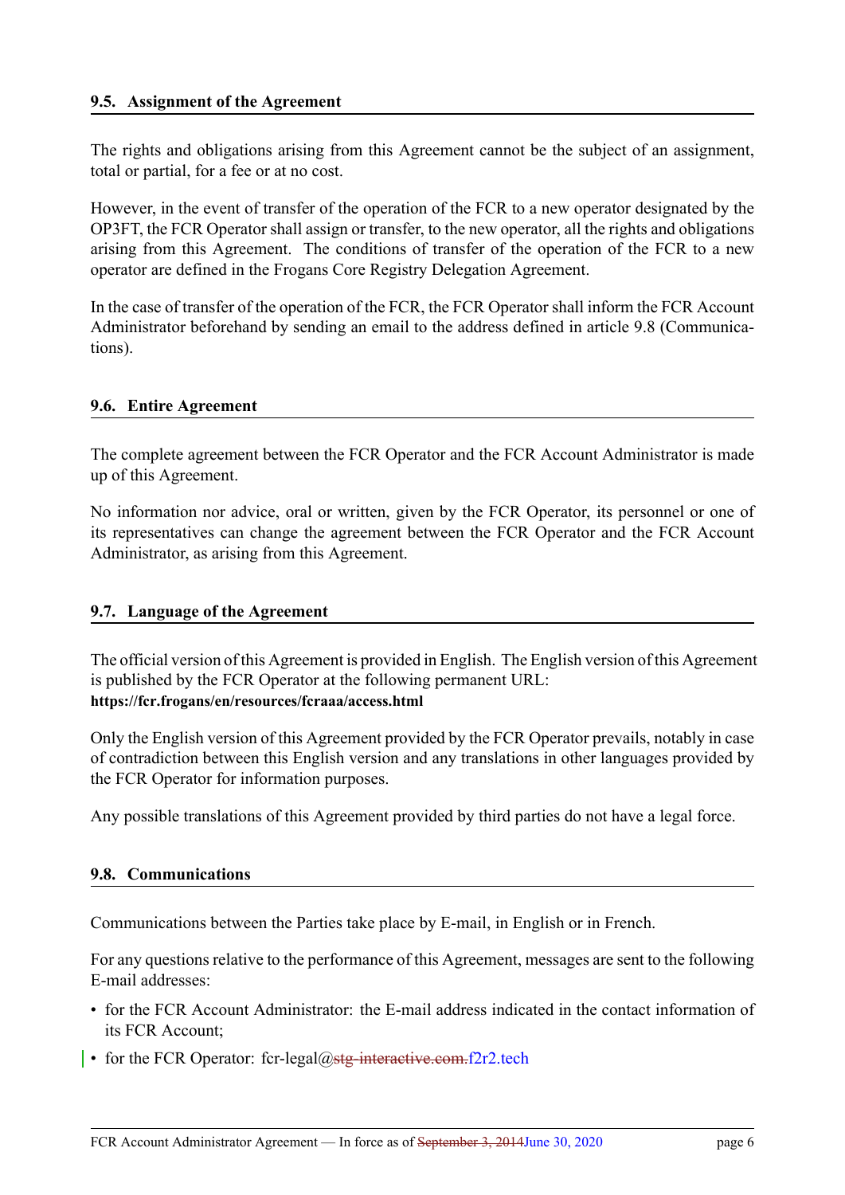### 9.5. Assignment of the Agreement

The rights and obligations arising from this Agreement cannot be the subject of an assignment, total or partial, for a fee or at no cost.

However, in the event of transfer of the operation of the FCR to a new operator designated by the OP3FT, the FCR Operator shall assign or transfer, to the new operator, all the rights and obligations arising from this Agreement. The conditions of transfer of the operation of the FCR to a new operator are defined in the Frogans Core Registry Delegation Agreement.

In the case of transfer of the operation of the FCR, the FCR Operator shall inform the FCR Account Administrator beforehand by sending an email to the address defined in article 9.8 (Communications).

### 9.6. Entire Agreement

The complete agreement between the FCR Operator and the FCR Account Administrator is made up of this Agreement.

No information nor advice, oral or written, given by the FCR Operator, its personnel or one of its representatives can change the agreement between the FCR Operator and the FCR Account Administrator, as arising from this Agreement.

### 9.7. Language of the Agreement

The official version of this Agreement is provided in English. The English version of this Agreement is published by the FCR Operator at the following permanent URL:
**https://fcr.frogans/en/resources/fcraaa/access.html**

Only the English version of this Agreement provided by the FCR Operator prevails, notably in case of contradiction between this English version and any translations in other languages provided by the FCR Operator for information purposes.

Any possible translations of this Agreement provided by third parties do not have a legal force.

### 9.8. Communications

Communications between the Parties take place by E-mail, in English or in French.

For any questions relative to the performance of this Agreement, messages are sent to the following E-mail addresses:

- for the FCR Account Administrator: the E-mail address indicated in the contact information of its FCR Account;
- for the FCR Operator: fcr-legal@~~stg-interactive.com.~~f2r2.tech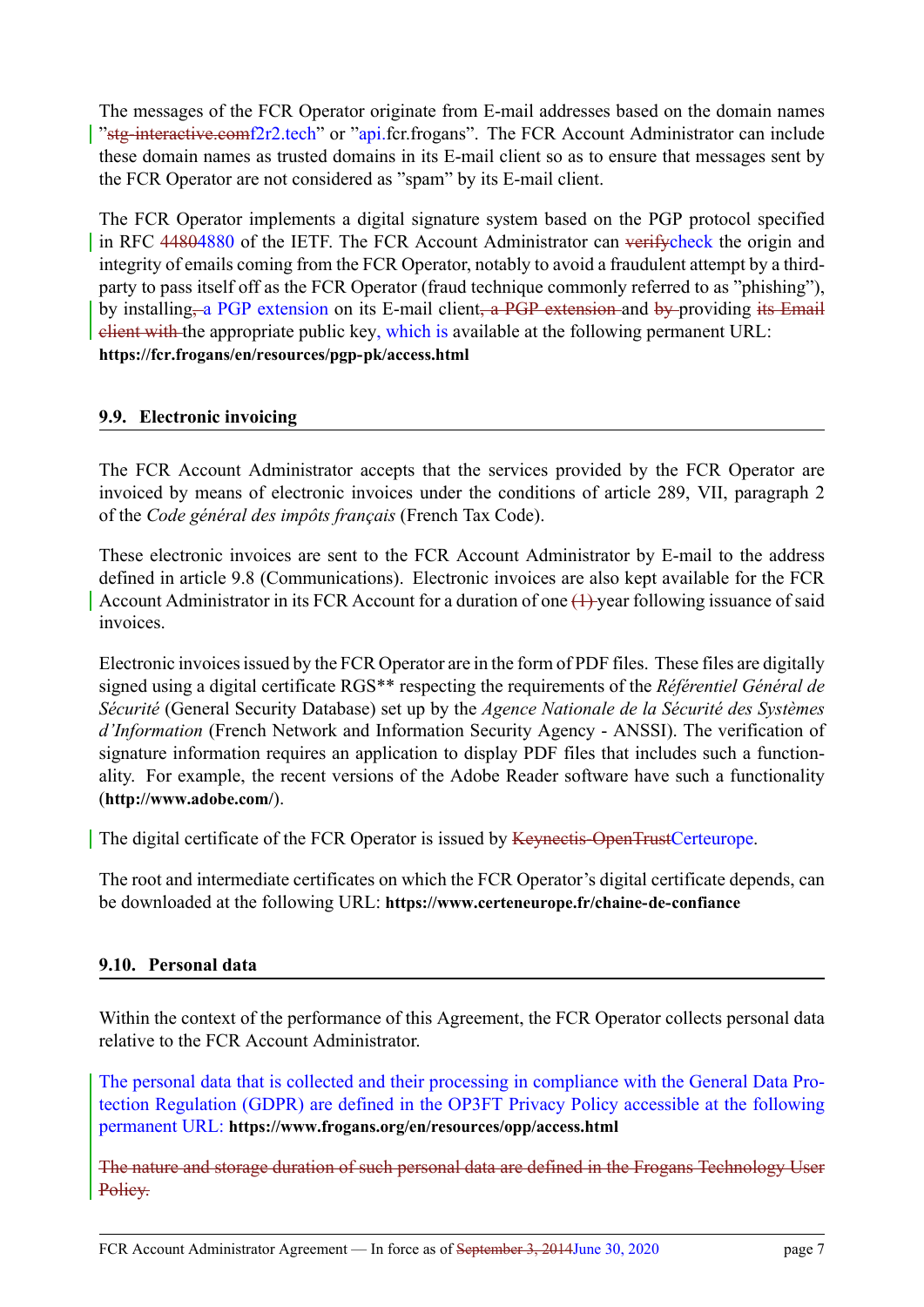The messages of the FCR Operator originate from E-mail addresses based on the domain names "~~stg-interactive.com~~f2r2.tech" or "api.fcr.frogans". The FCR Account Administrator can include these domain names as trusted domains in its E-mail client so as to ensure that messages sent by the FCR Operator are not considered as "spam" by its E-mail client.

The FCR Operator implements a digital signature system based on the PGP protocol specified in RFC ~~4480~~4880 of the IETF. The FCR Account Administrator can ~~verify~~check the origin and integrity of emails coming from the FCR Operator, notably to avoid a fraudulent attempt by a third-party to pass itself off as the FCR Operator (fraud technique commonly referred to as "phishing"), by installing~~,~~ a PGP extension on its E-mail client~~, a PGP extension~~ and ~~by~~ providing ~~its Email client with~~ the appropriate public key, which is available at the following permanent URL:
**https://fcr.frogans/en/resources/pgp-pk/access.html**

## 9.9. Electronic invoicing

The FCR Account Administrator accepts that the services provided by the FCR Operator are invoiced by means of electronic invoices under the conditions of article 289, VII, paragraph 2 of the *Code général des impôts français* (French Tax Code).

These electronic invoices are sent to the FCR Account Administrator by E-mail to the address defined in article 9.8 (Communications). Electronic invoices are also kept available for the FCR Account Administrator in its FCR Account for a duration of one ~~(1)~~ year following issuance of said invoices.

Electronic invoices issued by the FCR Operator are in the form of PDF files. These files are digitally signed using a digital certificate RGS** respecting the requirements of the *Référentiel Général de Sécurité* (General Security Database) set up by the *Agence Nationale de la Sécurité des Systèmes d'Information* (French Network and Information Security Agency - ANSSI). The verification of signature information requires an application to display PDF files that includes such a functionality. For example, the recent versions of the Adobe Reader software have such a functionality (**http://www.adobe.com/**).

The digital certificate of the FCR Operator is issued by ~~Keynectis-OpenTrust~~Certeurope.

The root and intermediate certificates on which the FCR Operator's digital certificate depends, can be downloaded at the following URL: **https://www.certeneurope.fr/chaine-de-confiance**

## 9.10. Personal data

Within the context of the performance of this Agreement, the FCR Operator collects personal data relative to the FCR Account Administrator.

The personal data that is collected and their processing in compliance with the General Data Protection Regulation (GDPR) are defined in the OP3FT Privacy Policy accessible at the following permanent URL: **https://www.frogans.org/en/resources/opp/access.html**

~~The nature and storage duration of such personal data are defined in the Frogans Technology User Policy.~~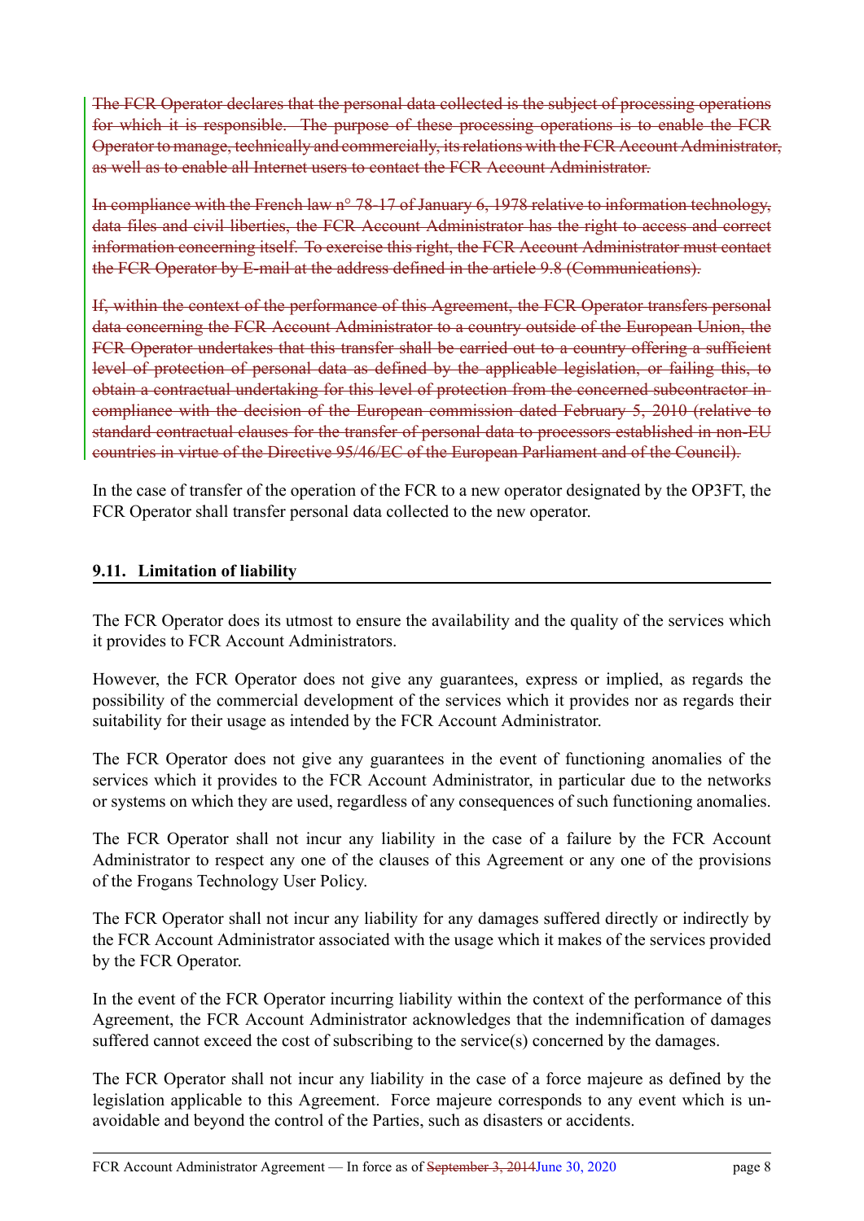~~The FCR Operator declares that the personal data collected is the subject of processing operations for which it is responsible. The purpose of these processing operations is to enable the FCR Operator to manage, technically and commercially, its relations with the FCR Account Administrator, as well as to enable all Internet users to contact the FCR Account Administrator.~~

~~In compliance with the French law n° 78-17 of January 6, 1978 relative to information technology, data files and civil liberties, the FCR Account Administrator has the right to access and correct information concerning itself. To exercise this right, the FCR Account Administrator must contact the FCR Operator by E-mail at the address defined in the article 9.8 (Communications).~~

~~If, within the context of the performance of this Agreement, the FCR Operator transfers personal data concerning the FCR Account Administrator to a country outside of the European Union, the FCR Operator undertakes that this transfer shall be carried out to a country offering a sufficient level of protection of personal data as defined by the applicable legislation, or failing this, to obtain a contractual undertaking for this level of protection from the concerned subcontractor in compliance with the decision of the European commission dated February 5, 2010 (relative to standard contractual clauses for the transfer of personal data to processors established in non-EU countries in virtue of the Directive 95/46/EC of the European Parliament and of the Council).~~

In the case of transfer of the operation of the FCR to a new operator designated by the OP3FT, the FCR Operator shall transfer personal data collected to the new operator.

### 9.11. Limitation of liability

The FCR Operator does its utmost to ensure the availability and the quality of the services which it provides to FCR Account Administrators.

However, the FCR Operator does not give any guarantees, express or implied, as regards the possibility of the commercial development of the services which it provides nor as regards their suitability for their usage as intended by the FCR Account Administrator.

The FCR Operator does not give any guarantees in the event of functioning anomalies of the services which it provides to the FCR Account Administrator, in particular due to the networks or systems on which they are used, regardless of any consequences of such functioning anomalies.

The FCR Operator shall not incur any liability in the case of a failure by the FCR Account Administrator to respect any one of the clauses of this Agreement or any one of the provisions of the Frogans Technology User Policy.

The FCR Operator shall not incur any liability for any damages suffered directly or indirectly by the FCR Account Administrator associated with the usage which it makes of the services provided by the FCR Operator.

In the event of the FCR Operator incurring liability within the context of the performance of this Agreement, the FCR Account Administrator acknowledges that the indemnification of damages suffered cannot exceed the cost of subscribing to the service(s) concerned by the damages.

The FCR Operator shall not incur any liability in the case of a force majeure as defined by the legislation applicable to this Agreement. Force majeure corresponds to any event which is unavoidable and beyond the control of the Parties, such as disasters or accidents.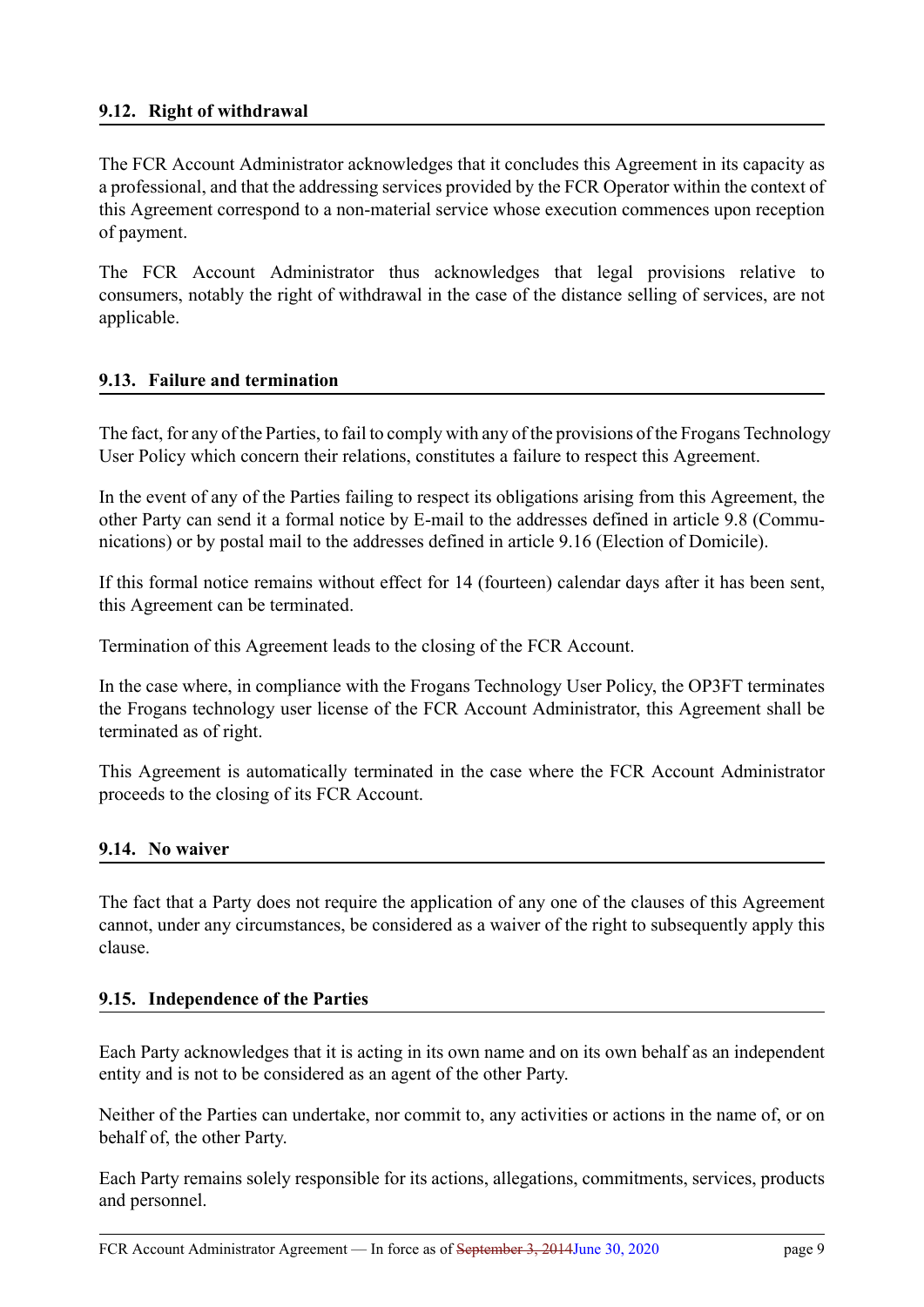### 9.12. Right of withdrawal

The FCR Account Administrator acknowledges that it concludes this Agreement in its capacity as a professional, and that the addressing services provided by the FCR Operator within the context of this Agreement correspond to a non-material service whose execution commences upon reception of payment.

The FCR Account Administrator thus acknowledges that legal provisions relative to consumers, notably the right of withdrawal in the case of the distance selling of services, are not applicable.

### 9.13. Failure and termination

The fact, for any of the Parties, to fail to comply with any of the provisions of the Frogans Technology User Policy which concern their relations, constitutes a failure to respect this Agreement.

In the event of any of the Parties failing to respect its obligations arising from this Agreement, the other Party can send it a formal notice by E-mail to the addresses defined in article 9.8 (Communications) or by postal mail to the addresses defined in article 9.16 (Election of Domicile).

If this formal notice remains without effect for 14 (fourteen) calendar days after it has been sent, this Agreement can be terminated.

Termination of this Agreement leads to the closing of the FCR Account.

In the case where, in compliance with the Frogans Technology User Policy, the OP3FT terminates the Frogans technology user license of the FCR Account Administrator, this Agreement shall be terminated as of right.

This Agreement is automatically terminated in the case where the FCR Account Administrator proceeds to the closing of its FCR Account.

### 9.14. No waiver

The fact that a Party does not require the application of any one of the clauses of this Agreement cannot, under any circumstances, be considered as a waiver of the right to subsequently apply this clause.

### 9.15. Independence of the Parties

Each Party acknowledges that it is acting in its own name and on its own behalf as an independent entity and is not to be considered as an agent of the other Party.

Neither of the Parties can undertake, nor commit to, any activities or actions in the name of, or on behalf of, the other Party.

Each Party remains solely responsible for its actions, allegations, commitments, services, products and personnel.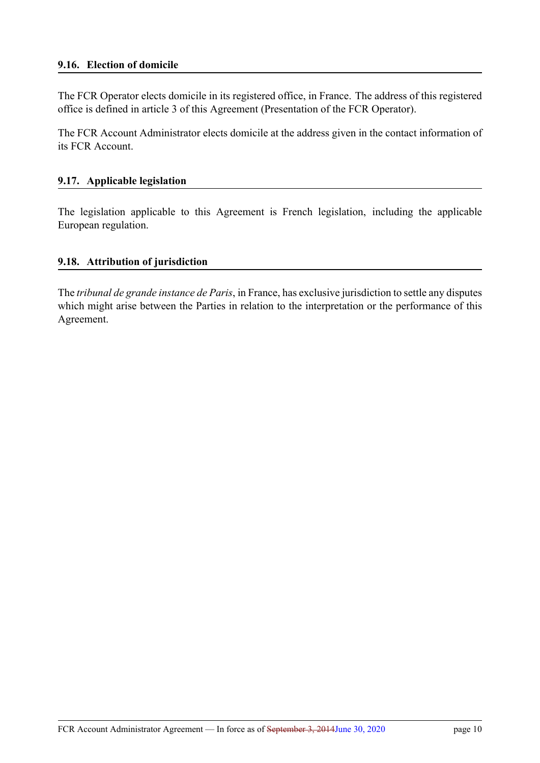### 9.16. Election of domicile

The FCR Operator elects domicile in its registered office, in France. The address of this registered office is defined in article 3 of this Agreement (Presentation of the FCR Operator).

The FCR Account Administrator elects domicile at the address given in the contact information of its FCR Account.

### 9.17. Applicable legislation

The legislation applicable to this Agreement is French legislation, including the applicable European regulation.

### 9.18. Attribution of jurisdiction

The *tribunal de grande instance de Paris*, in France, has exclusive jurisdiction to settle any disputes which might arise between the Parties in relation to the interpretation or the performance of this Agreement.